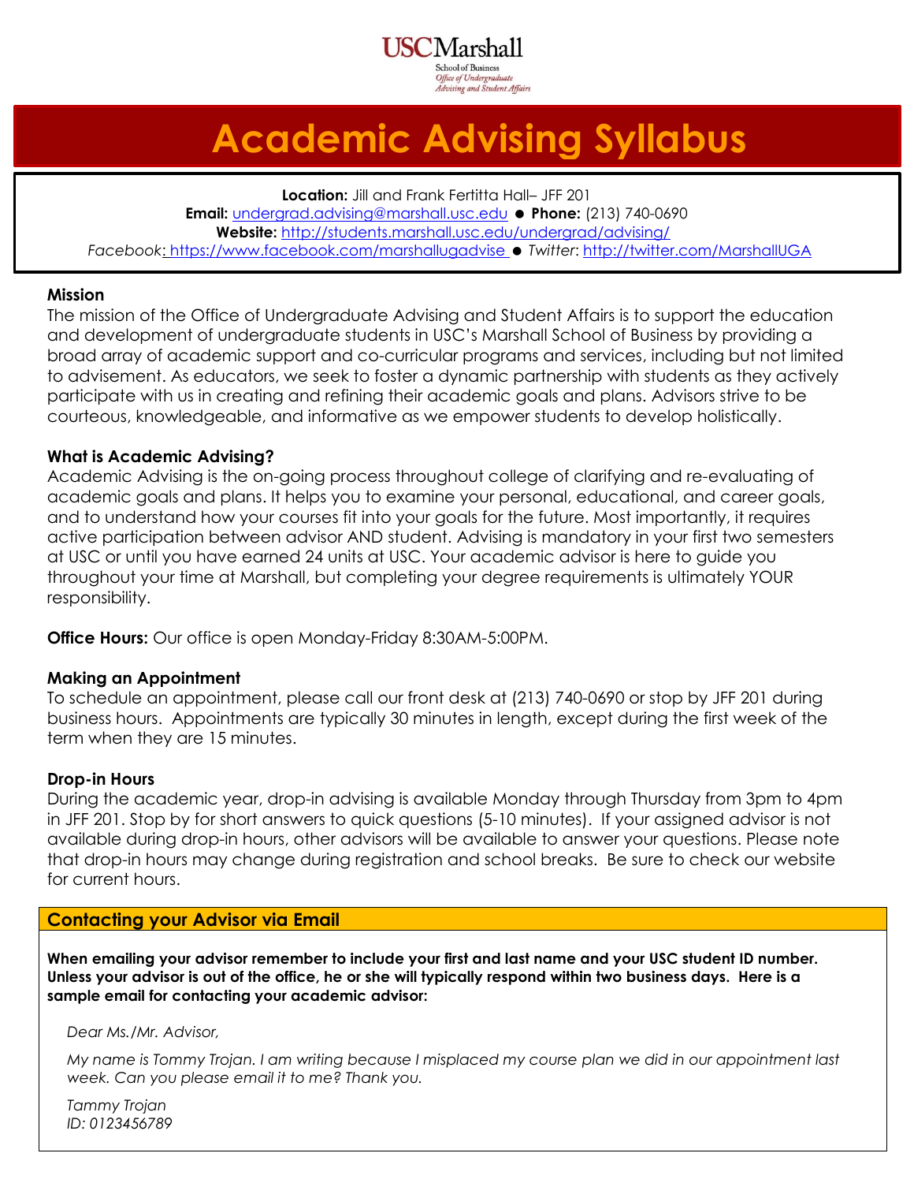USCMarshall
School of Business
*Office of Undergraduate Advising and Student Affairs*

# Academic Advising Syllabus

**Location:** Jill and Frank Fertitta Hall– JFF 201
**Email:** undergrad.advising@marshall.usc.edu ● **Phone:** (213) 740-0690
**Website:** http://students.marshall.usc.edu/undergrad/advising/
*Facebook*: https://www.facebook.com/marshallugadvise ● *Twitter*: http://twitter.com/MarshallUGA

### Mission

The mission of the Office of Undergraduate Advising and Student Affairs is to support the education and development of undergraduate students in USC's Marshall School of Business by providing a broad array of academic support and co-curricular programs and services, including but not limited to advisement. As educators, we seek to foster a dynamic partnership with students as they actively participate with us in creating and refining their academic goals and plans. Advisors strive to be courteous, knowledgeable, and informative as we empower students to develop holistically.

### What is Academic Advising?

Academic Advising is the on-going process throughout college of clarifying and re-evaluating of academic goals and plans. It helps you to examine your personal, educational, and career goals, and to understand how your courses fit into your goals for the future. Most importantly, it requires active participation between advisor AND student. Advising is mandatory in your first two semesters at USC or until you have earned 24 units at USC. Your academic advisor is here to guide you throughout your time at Marshall, but completing your degree requirements is ultimately YOUR responsibility.

**Office Hours:** Our office is open Monday-Friday 8:30AM-5:00PM.

### Making an Appointment

To schedule an appointment, please call our front desk at (213) 740-0690 or stop by JFF 201 during business hours. Appointments are typically 30 minutes in length, except during the first week of the term when they are 15 minutes.

### Drop-in Hours

During the academic year, drop-in advising is available Monday through Thursday from 3pm to 4pm in JFF 201. Stop by for short answers to quick questions (5-10 minutes). If your assigned advisor is not available during drop-in hours, other advisors will be available to answer your questions. Please note that drop-in hours may change during registration and school breaks. Be sure to check our website for current hours.

### Contacting your Advisor via Email

**When emailing your advisor remember to include your first and last name and your USC student ID number. Unless your advisor is out of the office, he or she will typically respond within two business days. Here is a sample email for contacting your academic advisor:**

*Dear Ms./Mr. Advisor,*

*My name is Tommy Trojan. I am writing because I misplaced my course plan we did in our appointment last week. Can you please email it to me? Thank you.*

*Tammy Trojan*
*ID: 0123456789*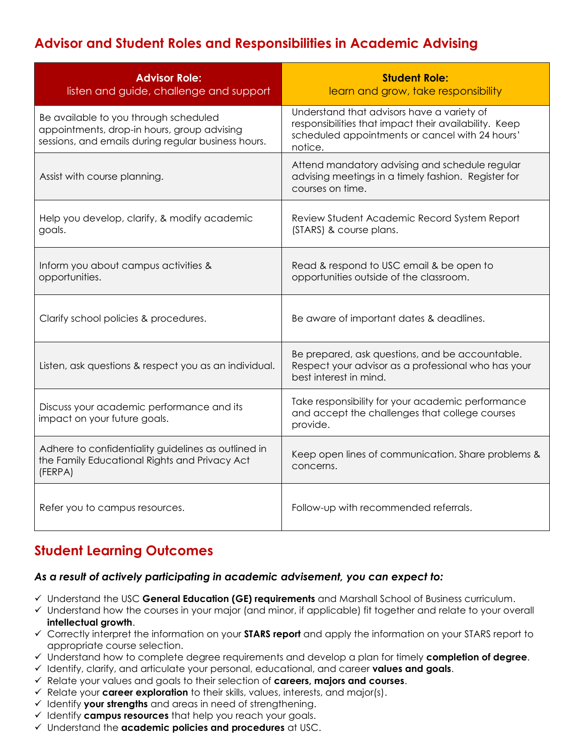## Advisor and Student Roles and Responsibilities in Academic Advising

| **Advisor Role:** listen and guide, challenge and support | **Student Role:** learn and grow, take responsibility |
|---|---|
| Be available to you through scheduled appointments, drop-in hours, group advising sessions, and emails during regular business hours. | Understand that advisors have a variety of responsibilities that impact their availability. Keep scheduled appointments or cancel with 24 hours' notice. |
| Assist with course planning. | Attend mandatory advising and schedule regular advising meetings in a timely fashion. Register for courses on time. |
| Help you develop, clarify, & modify academic goals. | Review Student Academic Record System Report (STARS) & course plans. |
| Inform you about campus activities & opportunities. | Read & respond to USC email & be open to opportunities outside of the classroom. |
| Clarify school policies & procedures. | Be aware of important dates & deadlines. |
| Listen, ask questions & respect you as an individual. | Be prepared, ask questions, and be accountable. Respect your advisor as a professional who has your best interest in mind. |
| Discuss your academic performance and its impact on your future goals. | Take responsibility for your academic performance and accept the challenges that college courses provide. |
| Adhere to confidentiality guidelines as outlined in the Family Educational Rights and Privacy Act (FERPA) | Keep open lines of communication. Share problems & concerns. |
| Refer you to campus resources. | Follow-up with recommended referrals. |

## Student Learning Outcomes

***As a result of actively participating in academic advisement, you can expect to:***

- ✓ Understand the USC **General Education (GE) requirements** and Marshall School of Business curriculum.
- ✓ Understand how the courses in your major (and minor, if applicable) fit together and relate to your overall **intellectual growth**.
- ✓ Correctly interpret the information on your **STARS report** and apply the information on your STARS report to appropriate course selection.
- ✓ Understand how to complete degree requirements and develop a plan for timely **completion of degree**.
- ✓ Identify, clarify, and articulate your personal, educational, and career **values and goals**.
- ✓ Relate your values and goals to their selection of **careers, majors and courses**.
- ✓ Relate your **career exploration** to their skills, values, interests, and major(s).
- ✓ Identify **your strengths** and areas in need of strengthening.
- ✓ Identify **campus resources** that help you reach your goals.
- ✓ Understand the **academic policies and procedures** at USC.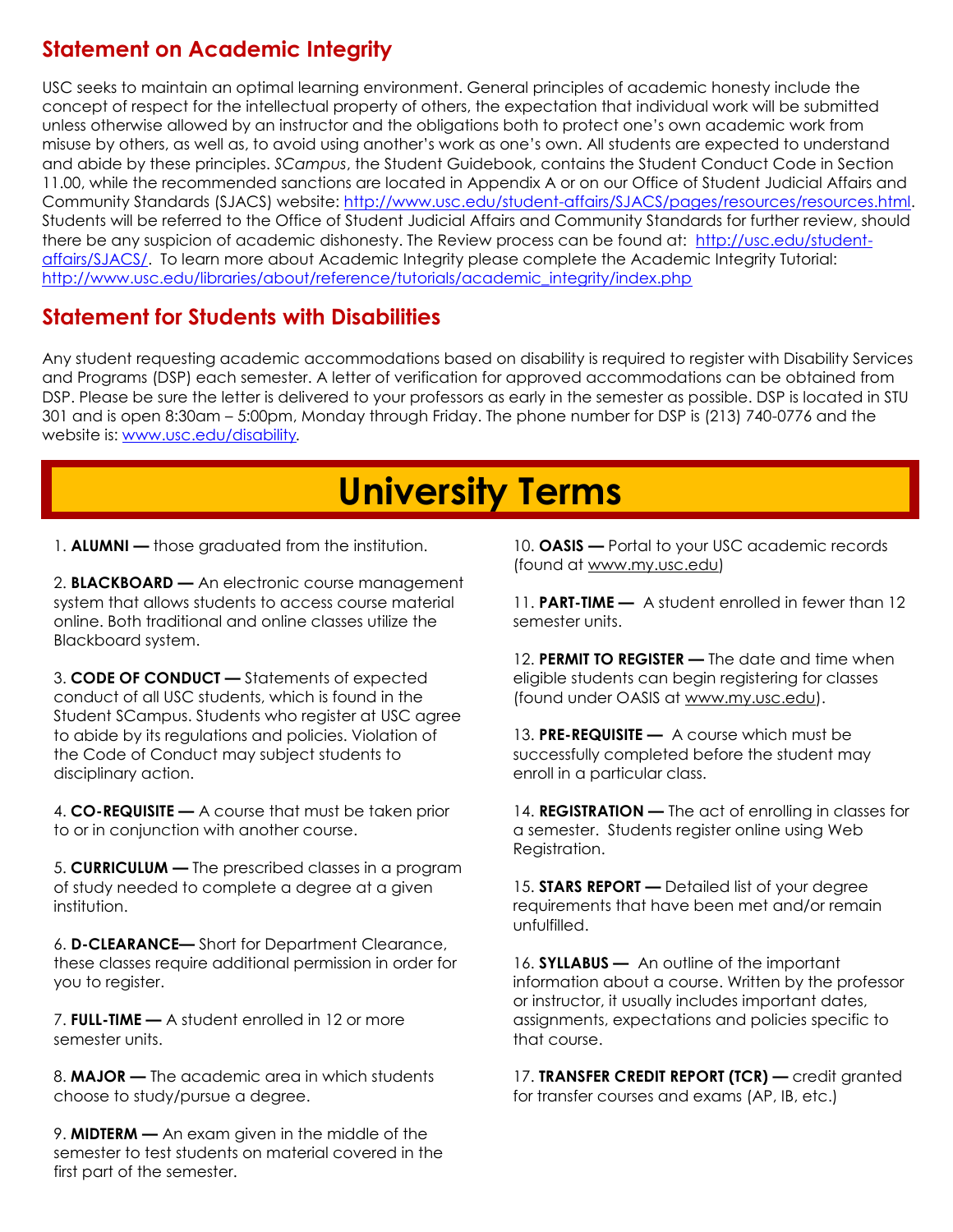## Statement on Academic Integrity

USC seeks to maintain an optimal learning environment. General principles of academic honesty include the concept of respect for the intellectual property of others, the expectation that individual work will be submitted unless otherwise allowed by an instructor and the obligations both to protect one's own academic work from misuse by others, as well as, to avoid using another's work as one's own. All students are expected to understand and abide by these principles. *SCampus*, the Student Guidebook, contains the Student Conduct Code in Section 11.00, while the recommended sanctions are located in Appendix A or on our Office of Student Judicial Affairs and Community Standards (SJACS) website: http://www.usc.edu/student-affairs/SJACS/pages/resources/resources.html. Students will be referred to the Office of Student Judicial Affairs and Community Standards for further review, should there be any suspicion of academic dishonesty. The Review process can be found at: http://usc.edu/student-affairs/SJACS/. To learn more about Academic Integrity please complete the Academic Integrity Tutorial: http://www.usc.edu/libraries/about/reference/tutorials/academic_integrity/index.php

## Statement for Students with Disabilities

Any student requesting academic accommodations based on disability is required to register with Disability Services and Programs (DSP) each semester. A letter of verification for approved accommodations can be obtained from DSP. Please be sure the letter is delivered to your professors as early in the semester as possible. DSP is located in STU 301 and is open 8:30am – 5:00pm, Monday through Friday. The phone number for DSP is (213) 740-0776 and the website is: www.usc.edu/disability.

# University Terms

1. **ALUMNI —** those graduated from the institution.

2. **BLACKBOARD —** An electronic course management system that allows students to access course material online. Both traditional and online classes utilize the Blackboard system.

3. **CODE OF CONDUCT —** Statements of expected conduct of all USC students, which is found in the Student SCampus. Students who register at USC agree to abide by its regulations and policies. Violation of the Code of Conduct may subject students to disciplinary action.

4. **CO-REQUISITE —** A course that must be taken prior to or in conjunction with another course.

5. **CURRICULUM —** The prescribed classes in a program of study needed to complete a degree at a given institution.

6. **D-CLEARANCE—** Short for Department Clearance, these classes require additional permission in order for you to register.

7. **FULL-TIME —** A student enrolled in 12 or more semester units.

8. **MAJOR —** The academic area in which students choose to study/pursue a degree.

9. **MIDTERM —** An exam given in the middle of the semester to test students on material covered in the first part of the semester.

10. **OASIS —** Portal to your USC academic records (found at www.my.usc.edu)

11. **PART-TIME —** A student enrolled in fewer than 12 semester units.

12. **PERMIT TO REGISTER —** The date and time when eligible students can begin registering for classes (found under OASIS at www.my.usc.edu).

13. **PRE-REQUISITE —** A course which must be successfully completed before the student may enroll in a particular class.

14. **REGISTRATION —** The act of enrolling in classes for a semester. Students register online using Web Registration.

15. **STARS REPORT —** Detailed list of your degree requirements that have been met and/or remain unfulfilled.

16. **SYLLABUS —** An outline of the important information about a course. Written by the professor or instructor, it usually includes important dates, assignments, expectations and policies specific to that course.

17. **TRANSFER CREDIT REPORT (TCR) —** credit granted for transfer courses and exams (AP, IB, etc.)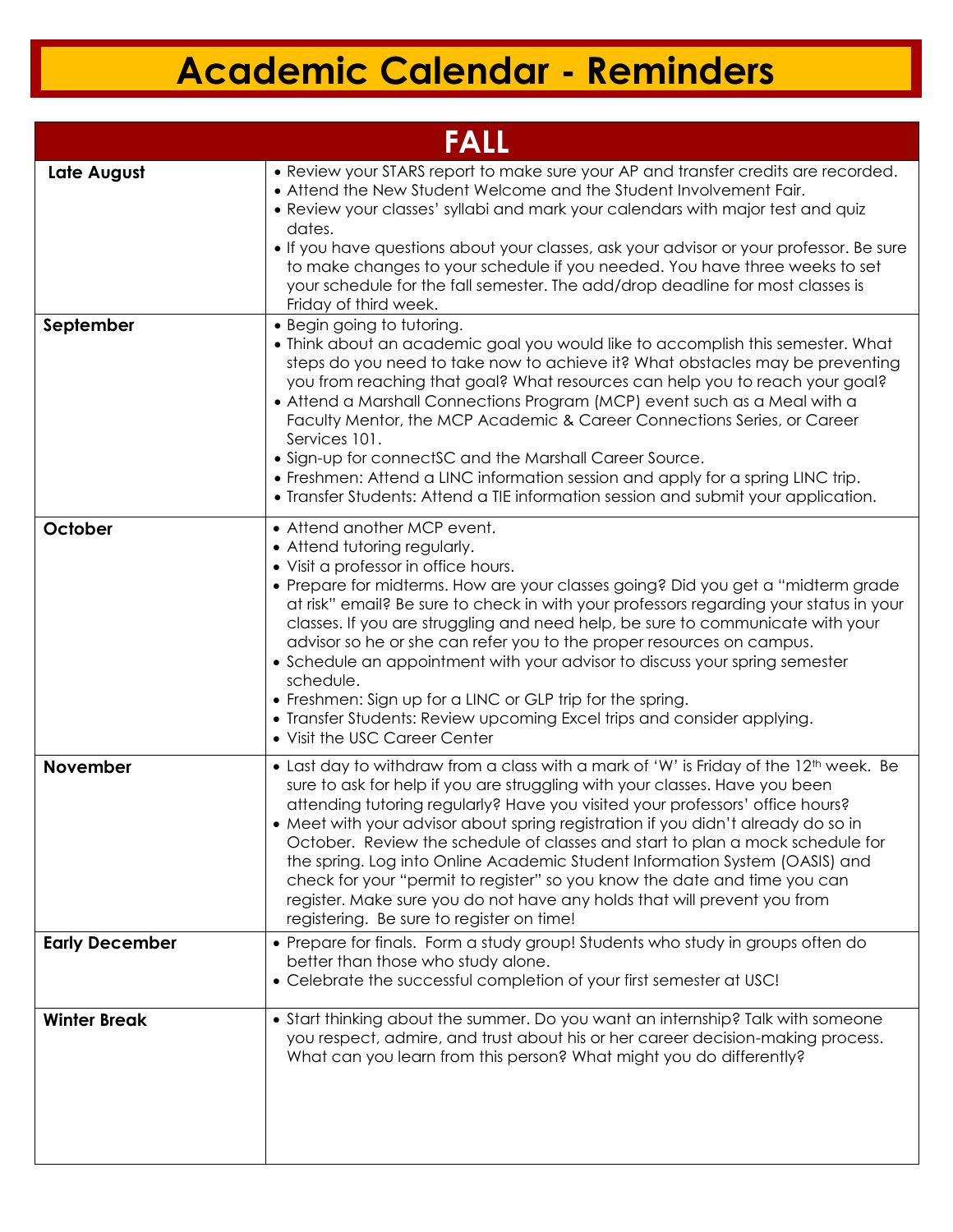# Academic Calendar - Reminders

| FALL | |
|---|---|
| **Late August** | • Review your STARS report to make sure your AP and transfer credits are recorded.<br>• Attend the New Student Welcome and the Student Involvement Fair.<br>• Review your classes' syllabi and mark your calendars with major test and quiz dates.<br>• If you have questions about your classes, ask your advisor or your professor. Be sure to make changes to your schedule if you needed. You have three weeks to set your schedule for the fall semester. The add/drop deadline for most classes is Friday of third week. |
| **September** | • Begin going to tutoring.<br>• Think about an academic goal you would like to accomplish this semester. What steps do you need to take now to achieve it? What obstacles may be preventing you from reaching that goal? What resources can help you to reach your goal?<br>• Attend a Marshall Connections Program (MCP) event such as a Meal with a Faculty Mentor, the MCP Academic & Career Connections Series, or Career Services 101.<br>• Sign-up for connectSC and the Marshall Career Source.<br>• Freshmen: Attend a LINC information session and apply for a spring LINC trip.<br>• Transfer Students: Attend a TIE information session and submit your application. |
| **October** | • Attend another MCP event.<br>• Attend tutoring regularly.<br>• Visit a professor in office hours.<br>• Prepare for midterms. How are your classes going? Did you get a "midterm grade at risk" email? Be sure to check in with your professors regarding your status in your classes. If you are struggling and need help, be sure to communicate with your advisor so he or she can refer you to the proper resources on campus.<br>• Schedule an appointment with your advisor to discuss your spring semester schedule.<br>• Freshmen: Sign up for a LINC or GLP trip for the spring.<br>• Transfer Students: Review upcoming Excel trips and consider applying.<br>• Visit the USC Career Center |
| **November** | • Last day to withdraw from a class with a mark of 'W' is Friday of the 12th week. Be sure to ask for help if you are struggling with your classes. Have you been attending tutoring regularly? Have you visited your professors' office hours?<br>• Meet with your advisor about spring registration if you didn't already do so in October. Review the schedule of classes and start to plan a mock schedule for the spring. Log into Online Academic Student Information System (OASIS) and check for your "permit to register" so you know the date and time you can register. Make sure you do not have any holds that will prevent you from registering. Be sure to register on time! |
| **Early December** | • Prepare for finals. Form a study group! Students who study in groups often do better than those who study alone.<br>• Celebrate the successful completion of your first semester at USC! |
| **Winter Break** | • Start thinking about the summer. Do you want an internship? Talk with someone you respect, admire, and trust about his or her career decision-making process. What can you learn from this person? What might you do differently? |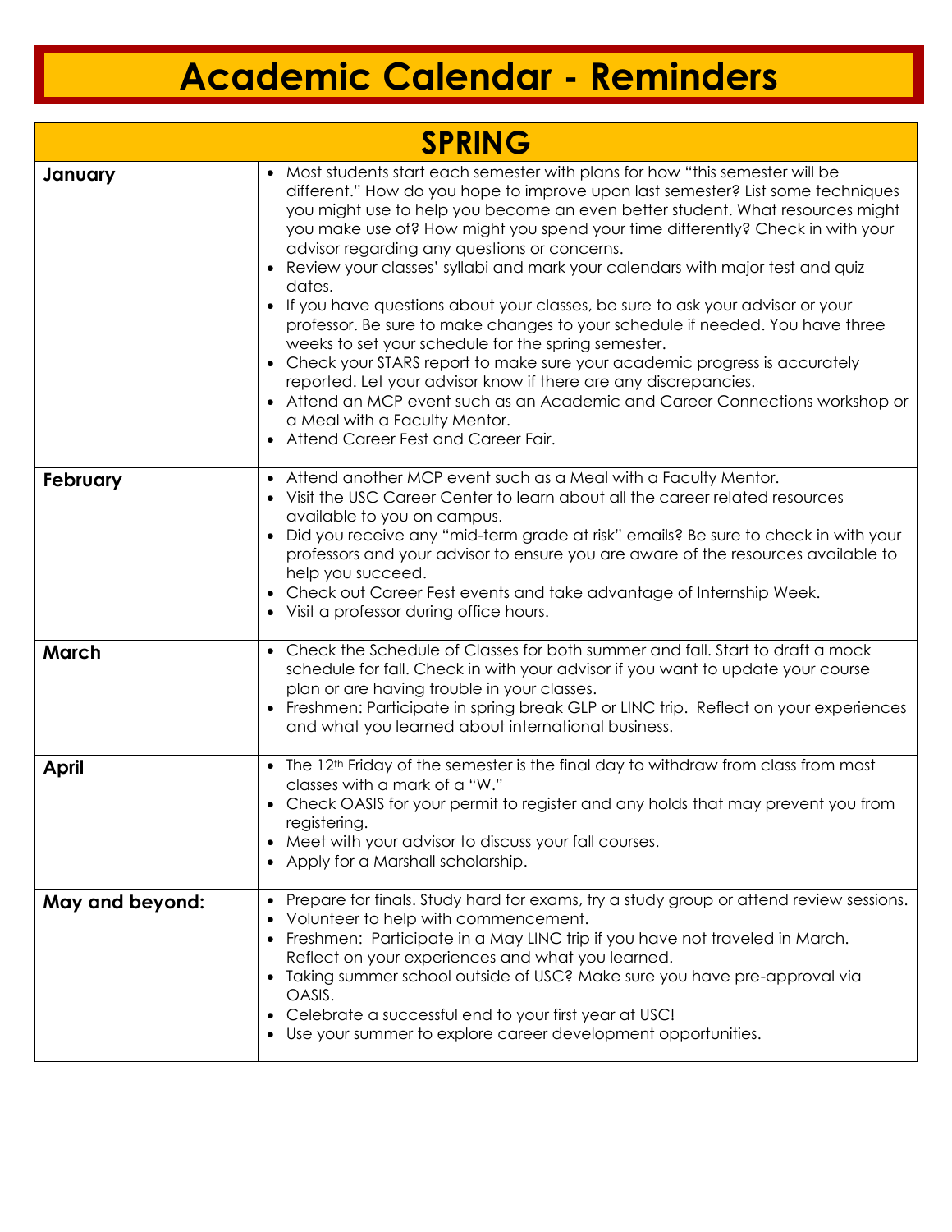# Academic Calendar - Reminders

## SPRING

| SPRING | |
|---|---|
| **January** | • Most students start each semester with plans for how "this semester will be different." How do you hope to improve upon last semester? List some techniques you might use to help you become an even better student. What resources might you make use of? How might you spend your time differently? Check in with your advisor regarding any questions or concerns.<br>• Review your classes' syllabi and mark your calendars with major test and quiz dates.<br>• If you have questions about your classes, be sure to ask your advisor or your professor. Be sure to make changes to your schedule if needed. You have three weeks to set your schedule for the spring semester.<br>• Check your STARS report to make sure your academic progress is accurately reported. Let your advisor know if there are any discrepancies.<br>• Attend an MCP event such as an Academic and Career Connections workshop or a Meal with a Faculty Mentor.<br>• Attend Career Fest and Career Fair. |
| **February** | • Attend another MCP event such as a Meal with a Faculty Mentor.<br>• Visit the USC Career Center to learn about all the career related resources available to you on campus.<br>• Did you receive any "mid-term grade at risk" emails? Be sure to check in with your professors and your advisor to ensure you are aware of the resources available to help you succeed.<br>• Check out Career Fest events and take advantage of Internship Week.<br>• Visit a professor during office hours. |
| **March** | • Check the Schedule of Classes for both summer and fall. Start to draft a mock schedule for fall. Check in with your advisor if you want to update your course plan or are having trouble in your classes.<br>• Freshmen: Participate in spring break GLP or LINC trip. Reflect on your experiences and what you learned about international business. |
| **April** | • The 12th Friday of the semester is the final day to withdraw from class from most classes with a mark of a "W."<br>• Check OASIS for your permit to register and any holds that may prevent you from registering.<br>• Meet with your advisor to discuss your fall courses.<br>• Apply for a Marshall scholarship. |
| **May and beyond:** | • Prepare for finals. Study hard for exams, try a study group or attend review sessions.<br>• Volunteer to help with commencement.<br>• Freshmen: Participate in a May LINC trip if you have not traveled in March. Reflect on your experiences and what you learned.<br>• Taking summer school outside of USC? Make sure you have pre-approval via OASIS.<br>• Celebrate a successful end to your first year at USC!<br>• Use your summer to explore career development opportunities. |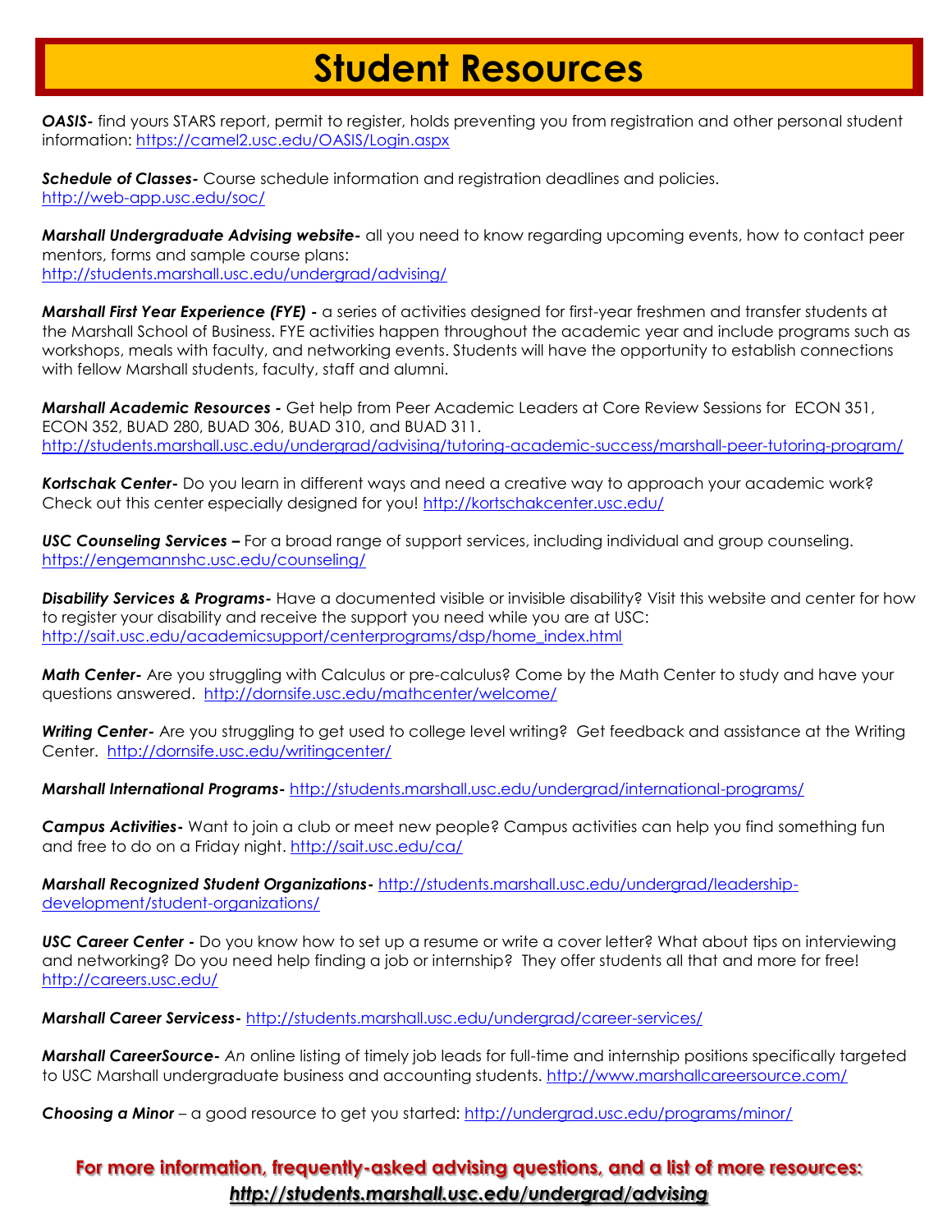# Student Resources

***OASIS-*** find yours STARS report, permit to register, holds preventing you from registration and other personal student information: https://camel2.usc.edu/OASIS/Login.aspx

***Schedule of Classes-*** Course schedule information and registration deadlines and policies. http://web-app.usc.edu/soc/

***Marshall Undergraduate Advising website-*** all you need to know regarding upcoming events, how to contact peer mentors, forms and sample course plans: http://students.marshall.usc.edu/undergrad/advising/

***Marshall First Year Experience (FYE) -*** a series of activities designed for first-year freshmen and transfer students at the Marshall School of Business. FYE activities happen throughout the academic year and include programs such as workshops, meals with faculty, and networking events. Students will have the opportunity to establish connections with fellow Marshall students, faculty, staff and alumni.

***Marshall Academic Resources -*** Get help from Peer Academic Leaders at Core Review Sessions for ECON 351, ECON 352, BUAD 280, BUAD 306, BUAD 310, and BUAD 311. http://students.marshall.usc.edu/undergrad/advising/tutoring-academic-success/marshall-peer-tutoring-program/

***Kortschak Center-*** Do you learn in different ways and need a creative way to approach your academic work? Check out this center especially designed for you! http://kortschakcenter.usc.edu/

***USC Counseling Services –*** For a broad range of support services, including individual and group counseling. https://engemannshc.usc.edu/counseling/

***Disability Services & Programs-*** Have a documented visible or invisible disability? Visit this website and center for how to register your disability and receive the support you need while you are at USC: http://sait.usc.edu/academicsupport/centerprograms/dsp/home_index.html

***Math Center-*** Are you struggling with Calculus or pre-calculus? Come by the Math Center to study and have your questions answered. http://dornsife.usc.edu/mathcenter/welcome/

***Writing Center-*** Are you struggling to get used to college level writing? Get feedback and assistance at the Writing Center. http://dornsife.usc.edu/writingcenter/

***Marshall International Programs-*** http://students.marshall.usc.edu/undergrad/international-programs/

***Campus Activities-*** Want to join a club or meet new people? Campus activities can help you find something fun and free to do on a Friday night. http://sait.usc.edu/ca/

***Marshall Recognized Student Organizations-*** http://students.marshall.usc.edu/undergrad/leadership-development/student-organizations/

***USC Career Center -*** Do you know how to set up a resume or write a cover letter? What about tips on interviewing and networking? Do you need help finding a job or internship? They offer students all that and more for free! http://careers.usc.edu/

***Marshall Career Servicess-*** http://students.marshall.usc.edu/undergrad/career-services/

***Marshall CareerSource-*** *An* online listing of timely job leads for full-time and internship positions specifically targeted to USC Marshall undergraduate business and accounting students. http://www.marshallcareersource.com/

***Choosing a Minor*** – a good resource to get you started: http://undergrad.usc.edu/programs/minor/

**For more information, frequently-asked advising questions, and a list of more resources:**
***http://students.marshall.usc.edu/undergrad/advising***